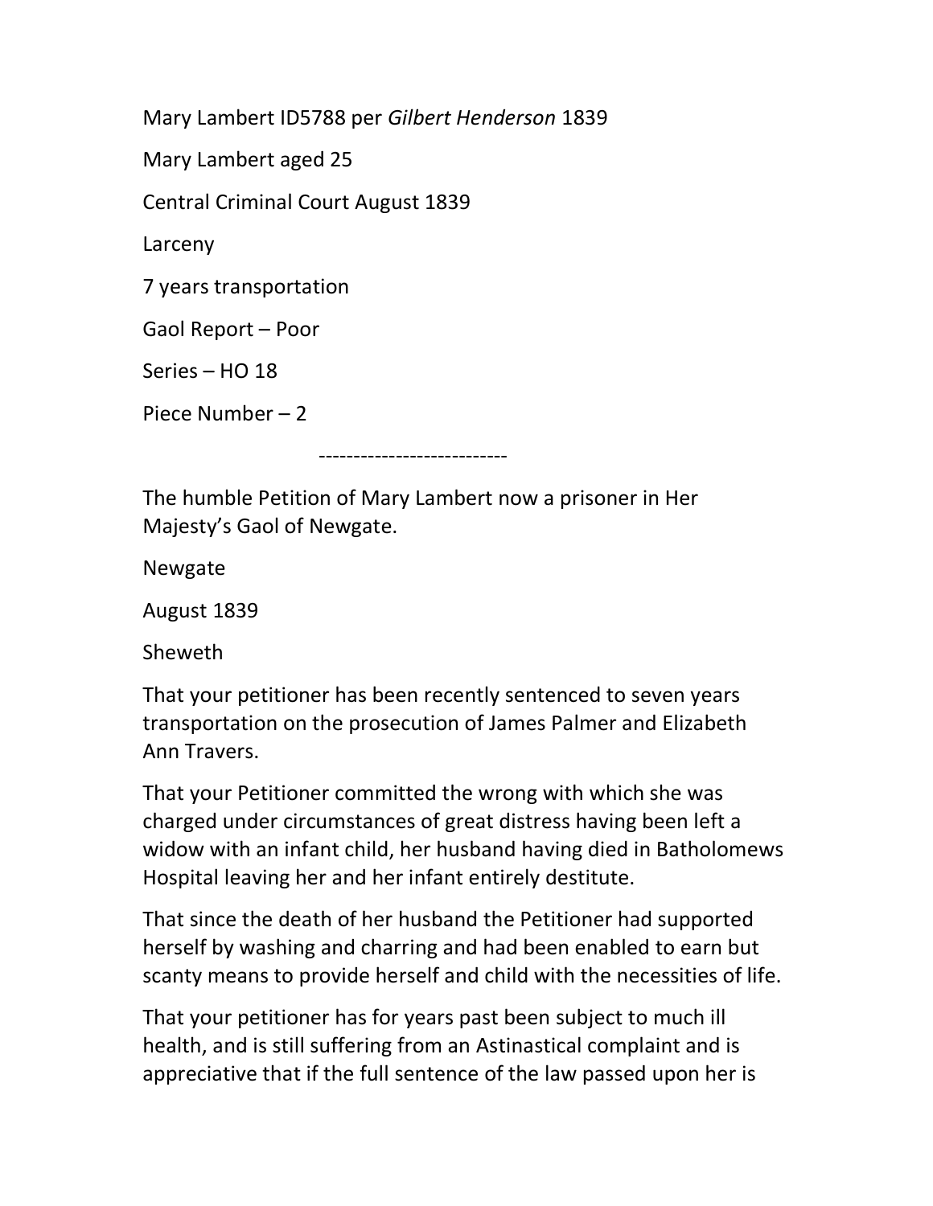Mary Lambert ID5788 per *Gilbert Henderson* 1839

Mary Lambert aged 25

Central Criminal Court August 1839

Larceny

7 years transportation

Gaol Report – Poor

Series – HO 18

Piece Number – 2

---------------------------

The humble Petition of Mary Lambert now a prisoner in Her Majesty's Gaol of Newgate.

Newgate

August 1839

Sheweth

That your petitioner has been recently sentenced to seven years transportation on the prosecution of James Palmer and Elizabeth Ann Travers.

That your Petitioner committed the wrong with which she was charged under circumstances of great distress having been left a widow with an infant child, her husband having died in Batholomews Hospital leaving her and her infant entirely destitute.

That since the death of her husband the Petitioner had supported herself by washing and charring and had been enabled to earn but scanty means to provide herself and child with the necessities of life.

That your petitioner has for years past been subject to much ill health, and is still suffering from an Astinastical complaint and is appreciative that if the full sentence of the law passed upon her is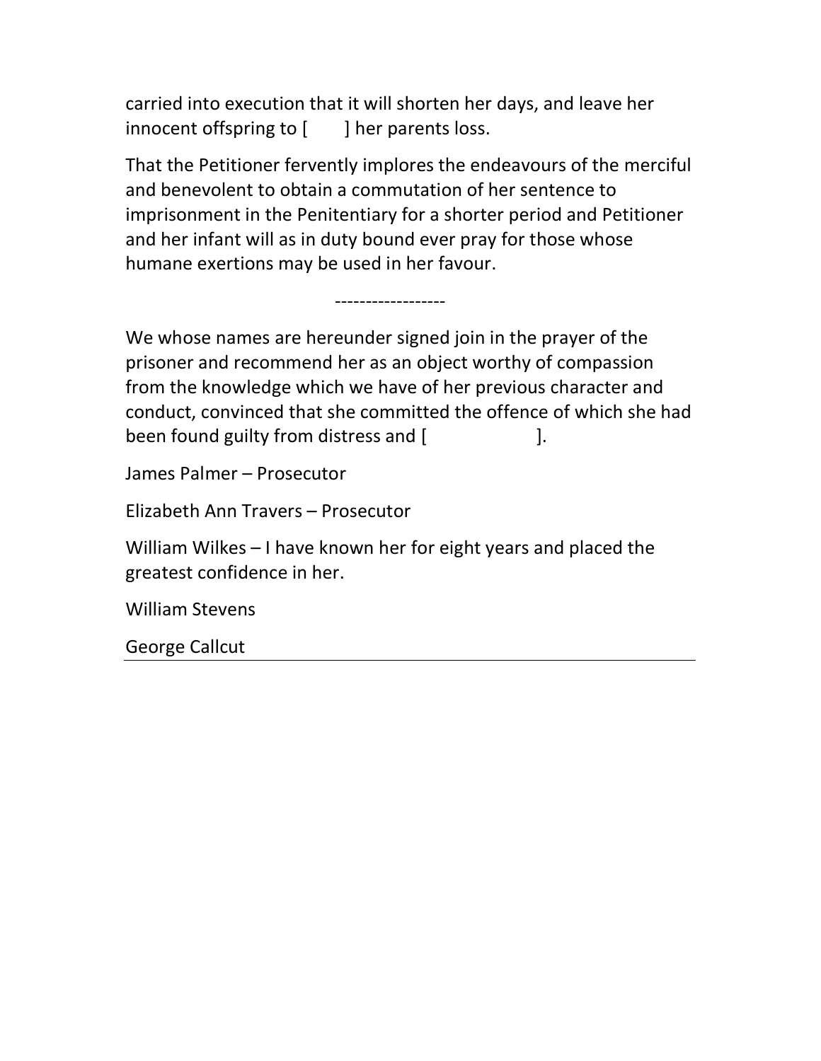carried into execution that it will shorten her days, and leave her innocent offspring to [ ] her parents loss.

That the Petitioner fervently implores the endeavours of the merciful and benevolent to obtain a commutation of her sentence to imprisonment in the Penitentiary for a shorter period and Petitioner and her infant will as in duty bound ever pray for those whose humane exertions may be used in her favour.

------------------

We whose names are hereunder signed join in the prayer of the prisoner and recommend her as an object worthy of compassion from the knowledge which we have of her previous character and conduct, convinced that she committed the offence of which she had been found guilty from distress and [ ].

James Palmer – Prosecutor

Elizabeth Ann Travers – Prosecutor

William Wilkes – I have known her for eight years and placed the greatest confidence in her.

William Stevens

George Callcut